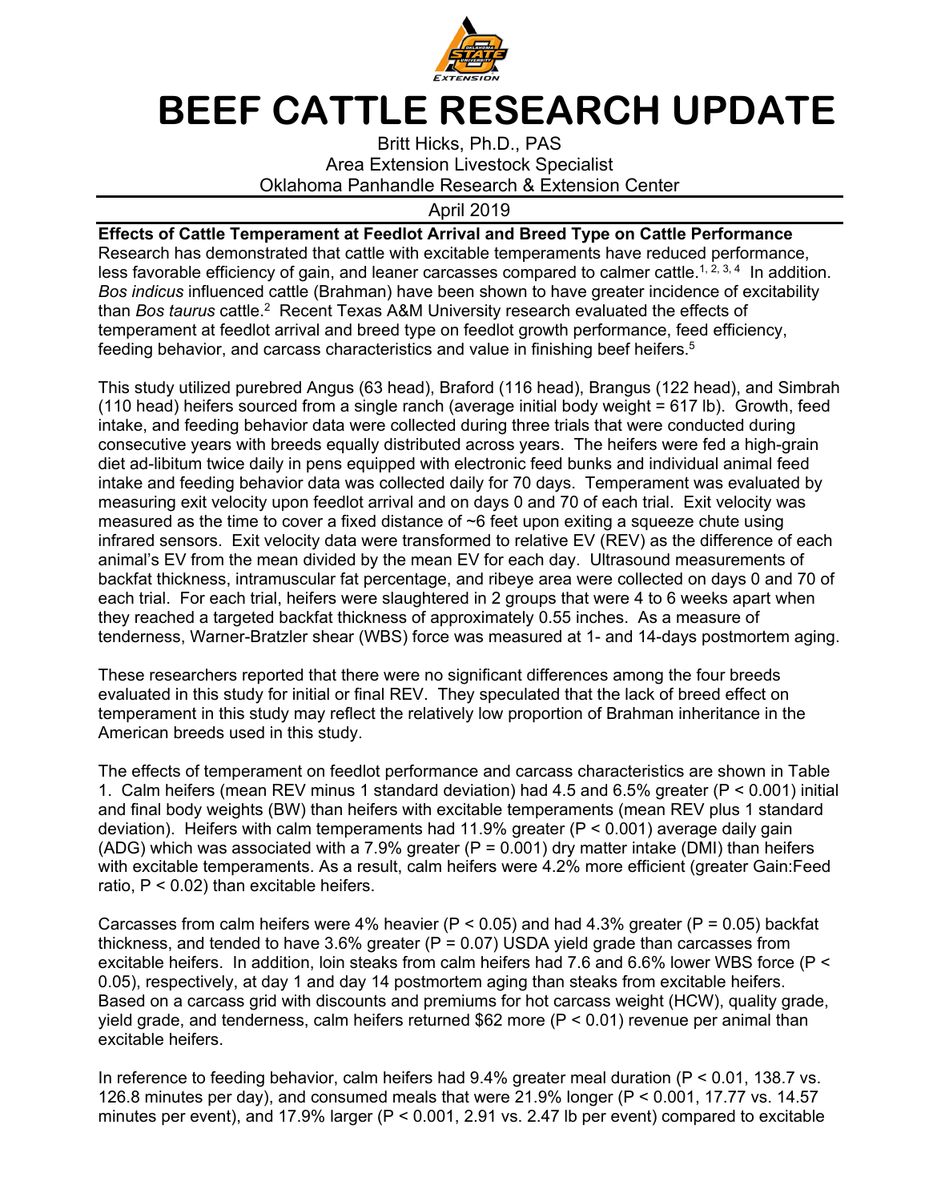# BEEF CATTLE RESEARCH UPDATE

Britt Hicks, Ph.D., PAS
Area Extension Livestock Specialist
Oklahoma Panhandle Research & Extension Center

April 2019

**Effects of Cattle Temperament at Feedlot Arrival and Breed Type on Cattle Performance**

Research has demonstrated that cattle with excitable temperaments have reduced performance, less favorable efficiency of gain, and leaner carcasses compared to calmer cattle.[1, 2, 3, 4] In addition. *Bos indicus* influenced cattle (Brahman) have been shown to have greater incidence of excitability than *Bos taurus* cattle.[2] Recent Texas A&M University research evaluated the effects of temperament at feedlot arrival and breed type on feedlot growth performance, feed efficiency, feeding behavior, and carcass characteristics and value in finishing beef heifers.[5]

This study utilized purebred Angus (63 head), Braford (116 head), Brangus (122 head), and Simbrah (110 head) heifers sourced from a single ranch (average initial body weight = 617 lb). Growth, feed intake, and feeding behavior data were collected during three trials that were conducted during consecutive years with breeds equally distributed across years. The heifers were fed a high-grain diet ad-libitum twice daily in pens equipped with electronic feed bunks and individual animal feed intake and feeding behavior data was collected daily for 70 days. Temperament was evaluated by measuring exit velocity upon feedlot arrival and on days 0 and 70 of each trial. Exit velocity was measured as the time to cover a fixed distance of ~6 feet upon exiting a squeeze chute using infrared sensors. Exit velocity data were transformed to relative EV (REV) as the difference of each animal's EV from the mean divided by the mean EV for each day. Ultrasound measurements of backfat thickness, intramuscular fat percentage, and ribeye area were collected on days 0 and 70 of each trial. For each trial, heifers were slaughtered in 2 groups that were 4 to 6 weeks apart when they reached a targeted backfat thickness of approximately 0.55 inches. As a measure of tenderness, Warner-Bratzler shear (WBS) force was measured at 1- and 14-days postmortem aging.

These researchers reported that there were no significant differences among the four breeds evaluated in this study for initial or final REV. They speculated that the lack of breed effect on temperament in this study may reflect the relatively low proportion of Brahman inheritance in the American breeds used in this study.

The effects of temperament on feedlot performance and carcass characteristics are shown in Table 1. Calm heifers (mean REV minus 1 standard deviation) had 4.5 and 6.5% greater ($P < 0.001$) initial and final body weights (BW) than heifers with excitable temperaments (mean REV plus 1 standard deviation). Heifers with calm temperaments had 11.9% greater ($P < 0.001$) average daily gain (ADG) which was associated with a 7.9% greater ($P = 0.001$) dry matter intake (DMI) than heifers with excitable temperaments. As a result, calm heifers were 4.2% more efficient (greater Gain:Feed ratio, $P < 0.02$) than excitable heifers.

Carcasses from calm heifers were 4% heavier ($P < 0.05$) and had 4.3% greater ($P = 0.05$) backfat thickness, and tended to have 3.6% greater ($P = 0.07$) USDA yield grade than carcasses from excitable heifers. In addition, loin steaks from calm heifers had 7.6 and 6.6% lower WBS force ($P < 0.05$), respectively, at day 1 and day 14 postmortem aging than steaks from excitable heifers. Based on a carcass grid with discounts and premiums for hot carcass weight (HCW), quality grade, yield grade, and tenderness, calm heifers returned $62 more ($P < 0.01$) revenue per animal than excitable heifers.

In reference to feeding behavior, calm heifers had 9.4% greater meal duration ($P < 0.01$, 138.7 vs. 126.8 minutes per day), and consumed meals that were 21.9% longer ($P < 0.001$, 17.77 vs. 14.57 minutes per event), and 17.9% larger ($P < 0.001$, 2.91 vs. 2.47 lb per event) compared to excitable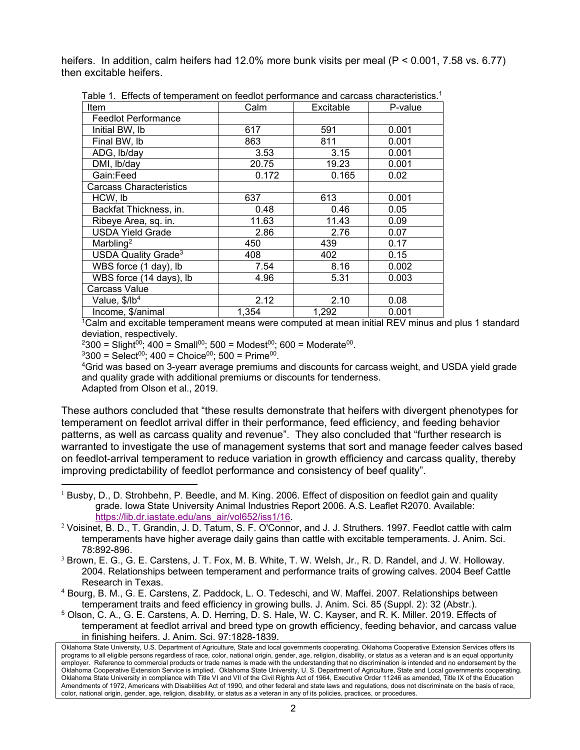heifers. In addition, calm heifers had 12.0% more bunk visits per meal (P < 0.001, 7.58 vs. 6.77) then excitable heifers.

Table 1. Effects of temperament on feedlot performance and carcass characteristics.[1]

| Item | Calm | Excitable | P-value |
|---|---|---|---|
| Feedlot Performance | | | |
| Initial BW, lb | 617 | 591 | 0.001 |
| Final BW, lb | 863 | 811 | 0.001 |
| ADG, lb/day | 3.53 | 3.15 | 0.001 |
| DMI, lb/day | 20.75 | 19.23 | 0.001 |
| Gain:Feed | 0.172 | 0.165 | 0.02 |
| Carcass Characteristics | | | |
| HCW, lb | 637 | 613 | 0.001 |
| Backfat Thickness, in. | 0.48 | 0.46 | 0.05 |
| Ribeye Area, sq. in. | 11.63 | 11.43 | 0.09 |
| USDA Yield Grade | 2.86 | 2.76 | 0.07 |
| Marbling[2] | 450 | 439 | 0.17 |
| USDA Quality Grade[3] | 408 | 402 | 0.15 |
| WBS force (1 day), lb | 7.54 | 8.16 | 0.002 |
| WBS force (14 days), lb | 4.96 | 5.31 | 0.003 |
| Carcass Value | | | |
| Value, \$/lb[4] | 2.12 | 2.10 | 0.08 |
| Income, \$/animal | 1,354 | 1,292 | 0.001 |

[1]Calm and excitable temperament means were computed at mean initial REV minus and plus 1 standard deviation, respectively.

[2]300 = Slight$^{00}$; 400 = Small$^{00}$; 500 = Modest$^{00}$; 600 = Moderate$^{00}$.

[3]300 = Select$^{00}$; 400 = Choice$^{00}$; 500 = Prime$^{00}$.

[4]Grid was based on 3-yearr average premiums and discounts for carcass weight, and USDA yield grade and quality grade with additional premiums or discounts for tenderness.

Adapted from Olson et al., 2019.

These authors concluded that "these results demonstrate that heifers with divergent phenotypes for temperament on feedlot arrival differ in their performance, feed efficiency, and feeding behavior patterns, as well as carcass quality and revenue". They also concluded that "further research is warranted to investigate the use of management systems that sort and manage feeder calves based on feedlot-arrival temperament to reduce variation in growth efficiency and carcass quality, thereby improving predictability of feedlot performance and consistency of beef quality".

---

[1] Busby, D., D. Strohbehn, P. Beedle, and M. King. 2006. Effect of disposition on feedlot gain and quality grade. Iowa State University Animal Industries Report 2006. A.S. Leaflet R2070. Available: https://lib.dr.iastate.edu/ans_air/vol652/iss1/16.

[2] Voisinet, B. D., T. Grandin, J. D. Tatum, S. F. O'Connor, and J. J. Struthers. 1997. Feedlot cattle with calm temperaments have higher average daily gains than cattle with excitable temperaments. J. Anim. Sci. 78:892-896.

[3] Brown, E. G., G. E. Carstens, J. T. Fox, M. B. White, T. W. Welsh, Jr., R. D. Randel, and J. W. Holloway. 2004. Relationships between temperament and performance traits of growing calves. 2004 Beef Cattle Research in Texas.

[4] Bourg, B. M., G. E. Carstens, Z. Paddock, L. O. Tedeschi, and W. Maffei. 2007. Relationships between temperament traits and feed efficiency in growing bulls. J. Anim. Sci. 85 (Suppl. 2): 32 (Abstr.).

[5] Olson, C. A., G. E. Carstens, A. D. Herring, D. S. Hale, W. C. Kayser, and R. K. Miller. 2019. Effects of temperament at feedlot arrival and breed type on growth efficiency, feeding behavior, and carcass value in finishing heifers. J. Anim. Sci. 97:1828-1839.

Oklahoma State University, U.S. Department of Agriculture, State and local governments cooperating. Oklahoma Cooperative Extension Services offers its programs to all eligible persons regardless of race, color, national origin, gender, age, religion, disability, or status as a veteran and is an equal opportunity employer. Reference to commercial products or trade names is made with the understanding that no discrimination is intended and no endorsement by the Oklahoma Cooperative Extension Service is implied. Oklahoma State University, U. S. Department of Agriculture, State and Local governments cooperating. Oklahoma State University in compliance with Title VI and VII of the Civil Rights Act of 1964, Executive Order 11246 as amended, Title IX of the Education Amendments of 1972, Americans with Disabilities Act of 1990, and other federal and state laws and regulations, does not discriminate on the basis of race, color, national origin, gender, age, religion, disability, or status as a veteran in any of its policies, practices, or procedures.